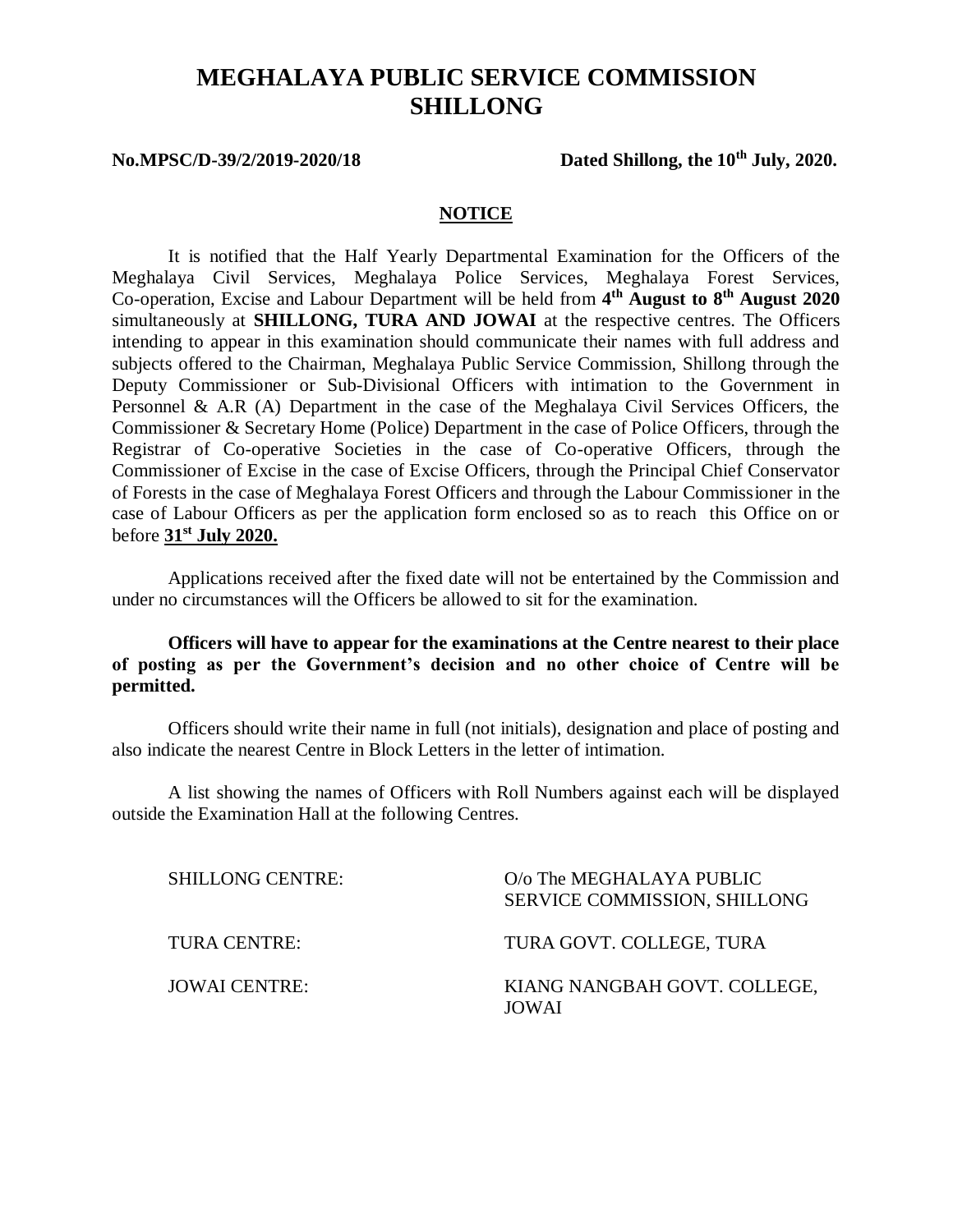# MEGHALAYA PUBLIC SERVICE COMMISSION
# SHILLONG

**No.MPSC/D-39/2/2019-2020/18** **Dated Shillong, the 10th July, 2020.**

## NOTICE

It is notified that the Half Yearly Departmental Examination for the Officers of the Meghalaya Civil Services, Meghalaya Police Services, Meghalaya Forest Services, Co-operation, Excise and Labour Department will be held from **4th August to 8th August 2020** simultaneously at **SHILLONG, TURA AND JOWAI** at the respective centres. The Officers intending to appear in this examination should communicate their names with full address and subjects offered to the Chairman, Meghalaya Public Service Commission, Shillong through the Deputy Commissioner or Sub-Divisional Officers with intimation to the Government in Personnel & A.R (A) Department in the case of the Meghalaya Civil Services Officers, the Commissioner & Secretary Home (Police) Department in the case of Police Officers, through the Registrar of Co-operative Societies in the case of Co-operative Officers, through the Commissioner of Excise in the case of Excise Officers, through the Principal Chief Conservator of Forests in the case of Meghalaya Forest Officers and through the Labour Commissioner in the case of Labour Officers as per the application form enclosed so as to reach this Office on or before **31st July 2020.**

Applications received after the fixed date will not be entertained by the Commission and under no circumstances will the Officers be allowed to sit for the examination.

**Officers will have to appear for the examinations at the Centre nearest to their place of posting as per the Government's decision and no other choice of Centre will be permitted.**

Officers should write their name in full (not initials), designation and place of posting and also indicate the nearest Centre in Block Letters in the letter of intimation.

A list showing the names of Officers with Roll Numbers against each will be displayed outside the Examination Hall at the following Centres.

| | |
|---|---|
| SHILLONG CENTRE: | O/o The MEGHALAYA PUBLIC SERVICE COMMISSION, SHILLONG |
| TURA CENTRE: | TURA GOVT. COLLEGE, TURA |
| JOWAI CENTRE: | KIANG NANGBAH GOVT. COLLEGE, JOWAI |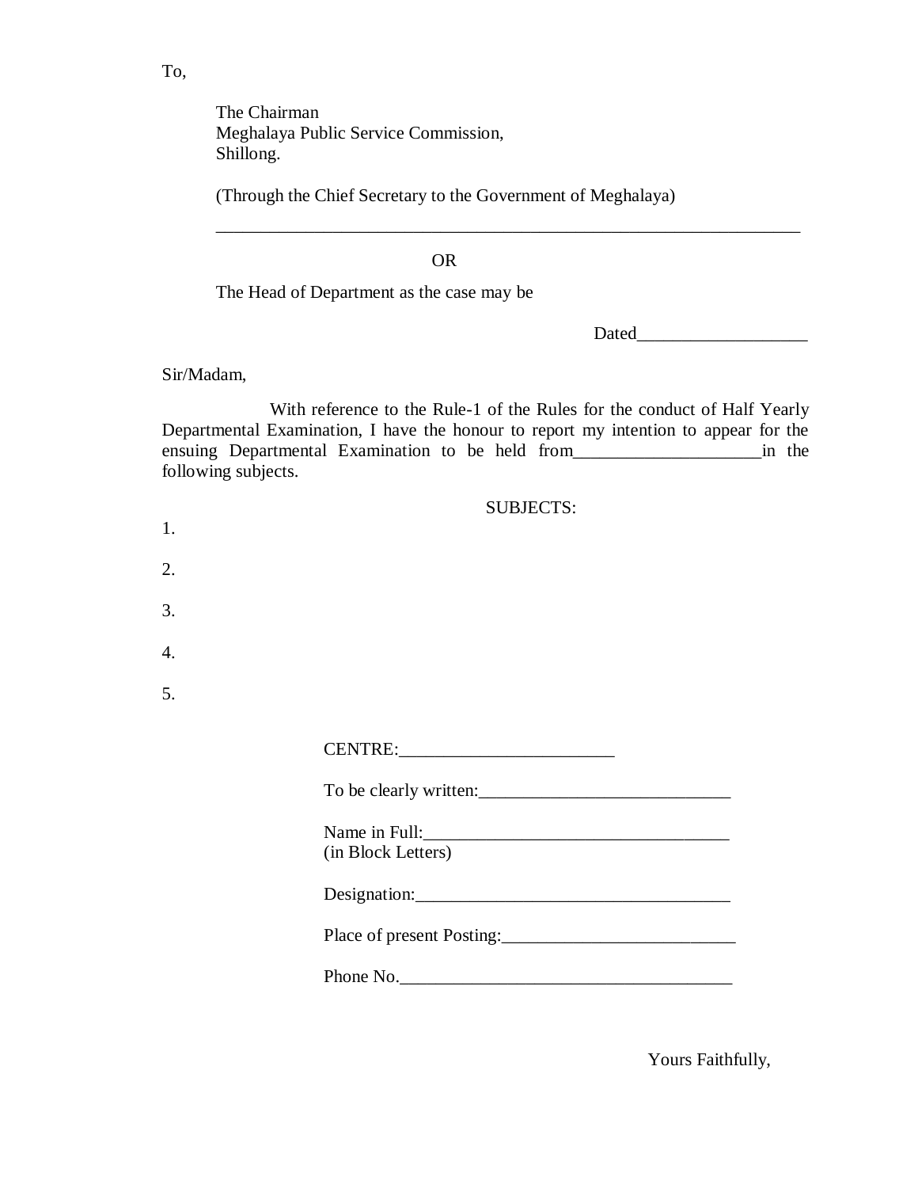To,

The Chairman
Meghalaya Public Service Commission,
Shillong.

(Through the Chief Secretary to the Government of Meghalaya)

_____________________________________________________________________

OR

The Head of Department as the case may be

Dated___________________

Sir/Madam,

With reference to the Rule-1 of the Rules for the conduct of Half Yearly Departmental Examination, I have the honour to report my intention to appear for the ensuing Departmental Examination to be held from____________________in the following subjects.

SUBJECTS:

1.

2.

3.

4.

5.

CENTRE:________________________

To be clearly written:____________________________

Name in Full:_________________________________
(in Block Letters)

Designation:___________________________________

Place of present Posting:__________________________

Phone No._____________________________________

Yours Faithfully,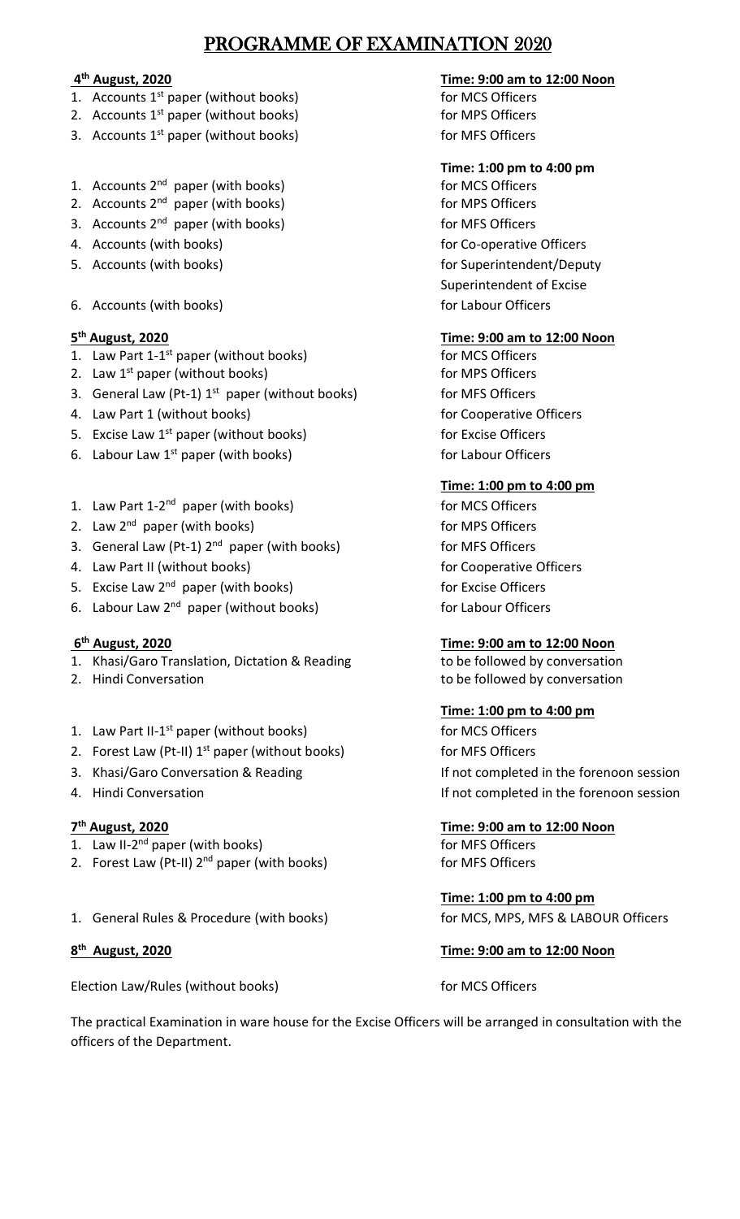# PROGRAMME OF EXAMINATION 2020

**4th August, 2020** — **Time: 9:00 am to 12:00 Noon**

1. Accounts 1st paper (without books) — for MCS Officers
2. Accounts 1st paper (without books) — for MPS Officers
3. Accounts 1st paper (without books) — for MFS Officers

**Time: 1:00 pm to 4:00 pm**

1. Accounts 2nd paper (with books) — for MCS Officers
2. Accounts 2nd paper (with books) — for MPS Officers
3. Accounts 2nd paper (with books) — for MFS Officers
4. Accounts (with books) — for Co-operative Officers
5. Accounts (with books) — for Superintendent/Deputy Superintendent of Excise
6. Accounts (with books) — for Labour Officers

**5th August, 2020** — **Time: 9:00 am to 12:00 Noon**

1. Law Part 1-1st paper (without books) — for MCS Officers
2. Law 1st paper (without books) — for MPS Officers
3. General Law (Pt-1) 1st paper (without books) — for MFS Officers
4. Law Part 1 (without books) — for Cooperative Officers
5. Excise Law 1st paper (without books) — for Excise Officers
6. Labour Law 1st paper (with books) — for Labour Officers

**Time: 1:00 pm to 4:00 pm**

1. Law Part 1-2nd paper (with books) — for MCS Officers
2. Law 2nd paper (with books) — for MPS Officers
3. General Law (Pt-1) 2nd paper (with books) — for MFS Officers
4. Law Part II (without books) — for Cooperative Officers
5. Excise Law 2nd paper (with books) — for Excise Officers
6. Labour Law 2nd paper (without books) — for Labour Officers

**6th August, 2020** — **Time: 9:00 am to 12:00 Noon**

1. Khasi/Garo Translation, Dictation & Reading — to be followed by conversation
2. Hindi Conversation — to be followed by conversation

**Time: 1:00 pm to 4:00 pm**

1. Law Part II-1st paper (without books) — for MCS Officers
2. Forest Law (Pt-II) 1st paper (without books) — for MFS Officers
3. Khasi/Garo Conversation & Reading — If not completed in the forenoon session
4. Hindi Conversation — If not completed in the forenoon session

**7th August, 2020** — **Time: 9:00 am to 12:00 Noon**

1. Law II-2nd paper (with books) — for MFS Officers
2. Forest Law (Pt-II) 2nd paper (with books) — for MFS Officers

**Time: 1:00 pm to 4:00 pm**

1. General Rules & Procedure (with books) — for MCS, MPS, MFS & LABOUR Officers

**8th August, 2020** — **Time: 9:00 am to 12:00 Noon**

Election Law/Rules (without books) — for MCS Officers

The practical Examination in ware house for the Excise Officers will be arranged in consultation with the officers of the Department.